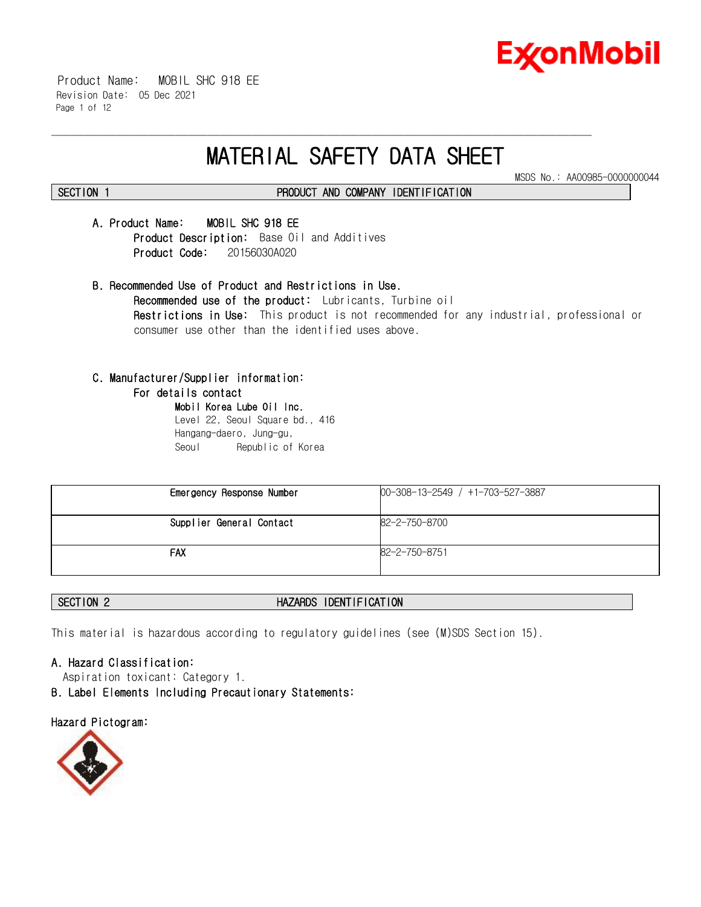# MATERIAL SAFETY DATA SHEET

MSDS No.: AA00985-0000000044

## SECTION 1 PRODUCT AND COMPANY IDENTIFICATION

**A. Product Name:** MOBIL SHC 918 EE
**Product Description:** Base Oil and Additives
**Product Code:** 20156030A020

**B. Recommended Use of Product and Restrictions in Use.**
**Recommended use of the product:** Lubricants, Turbine oil
**Restrictions in Use:** This product is not recommended for any industrial, professional or consumer use other than the identified uses above.

**C. Manufacturer/Supplier information:**
**For details contact**
**Mobil Korea Lube Oil Inc.**
Level 22, Seoul Square bd., 416
Hangang-daero, Jung-gu,
Seoul Republic of Korea

| | |
|---|---|
| Emergency Response Number | 00-308-13-2549 / +1-703-527-3887 |
| Supplier General Contact | 82-2-750-8700 |
| FAX | 82-2-750-8751 |

## SECTION 2 HAZARDS IDENTIFICATION

This material is hazardous according to regulatory guidelines (see (M)SDS Section 15).

**A. Hazard Classification:**
Aspiration toxicant: Category 1.

**B. Label Elements Including Precautionary Statements:**

**Hazard Pictogram:**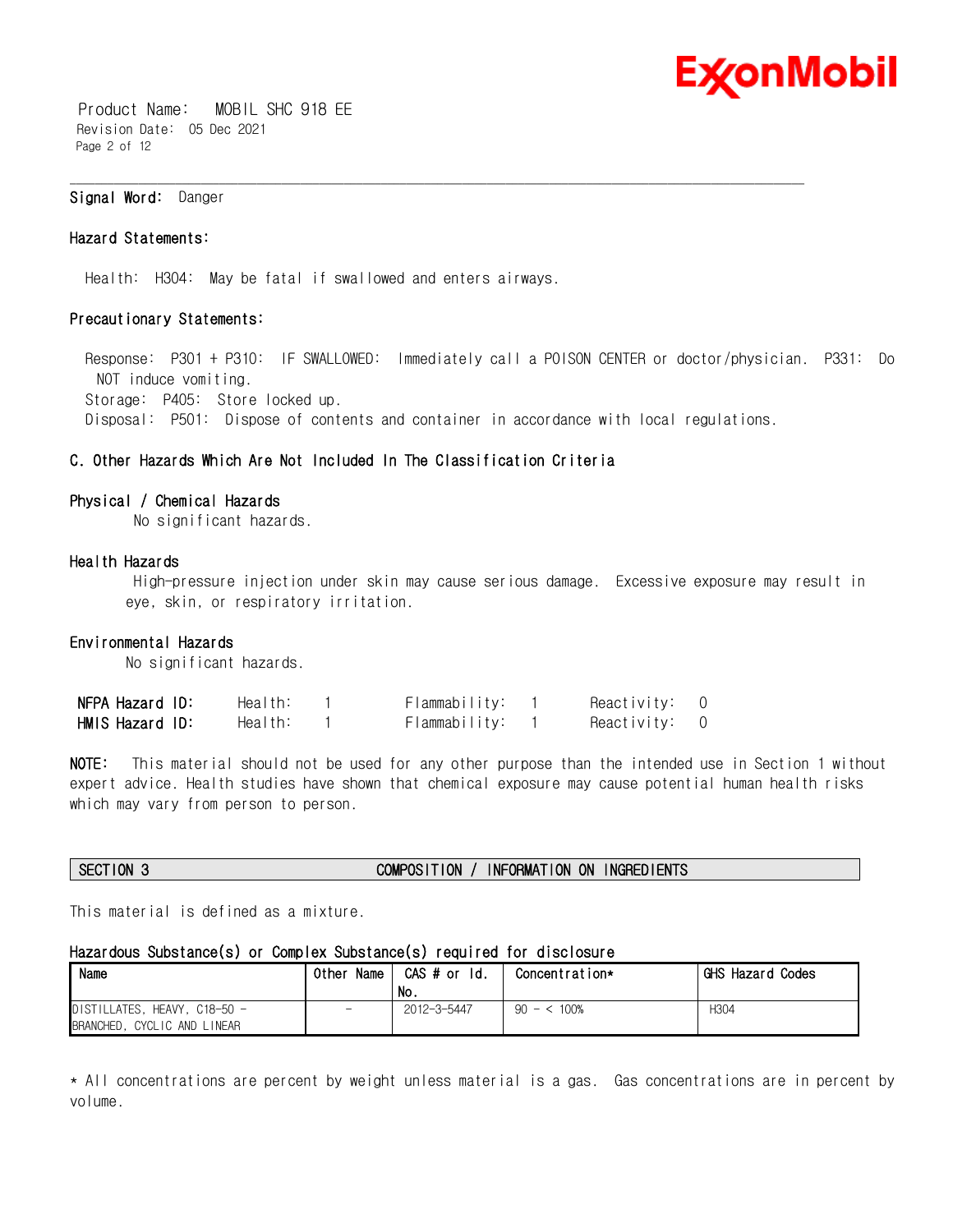**Signal Word:** Danger

**Hazard Statements:**

Health: H304: May be fatal if swallowed and enters airways.

**Precautionary Statements:**

Response: P301 + P310: IF SWALLOWED: Immediately call a POISON CENTER or doctor/physician. P331: Do NOT induce vomiting.
Storage: P405: Store locked up.
Disposal: P501: Dispose of contents and container in accordance with local regulations.

### C. Other Hazards Which Are Not Included In The Classification Criteria

**Physical / Chemical Hazards**
No significant hazards.

**Health Hazards**
High-pressure injection under skin may cause serious damage. Excessive exposure may result in eye, skin, or respiratory irritation.

**Environmental Hazards**
No significant hazards.

| | | | |
|---|---|---|---|
| **NFPA Hazard ID:** | Health: 1 | Flammability: 1 | Reactivity: 0 |
| **HMIS Hazard ID:** | Health: 1 | Flammability: 1 | Reactivity: 0 |

**NOTE:** This material should not be used for any other purpose than the intended use in Section 1 without expert advice. Health studies have shown that chemical exposure may cause potential human health risks which may vary from person to person.

## SECTION 3 COMPOSITION / INFORMATION ON INGREDIENTS

This material is defined as a mixture.

**Hazardous Substance(s) or Complex Substance(s) required for disclosure**

| Name | Other Name | CAS # or Id. No. | Concentration* | GHS Hazard Codes |
|---|---|---|---|---|
| DISTILLATES, HEAVY, C18-50 - BRANCHED, CYCLIC AND LINEAR | - | 2012-3-5447 | 90 - < 100% | H304 |

* All concentrations are percent by weight unless material is a gas. Gas concentrations are in percent by volume.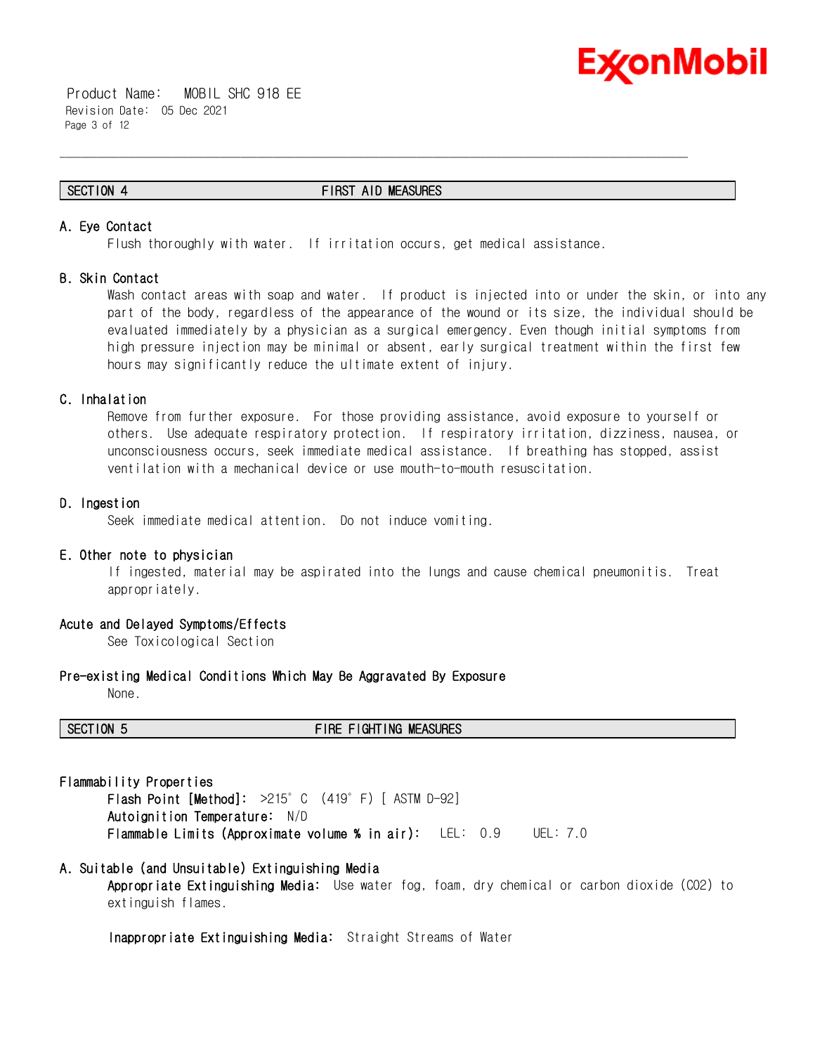## SECTION 4 FIRST AID MEASURES

### A. Eye Contact

Flush thoroughly with water. If irritation occurs, get medical assistance.

### B. Skin Contact

Wash contact areas with soap and water. If product is injected into or under the skin, or into any part of the body, regardless of the appearance of the wound or its size, the individual should be evaluated immediately by a physician as a surgical emergency. Even though initial symptoms from high pressure injection may be minimal or absent, early surgical treatment within the first few hours may significantly reduce the ultimate extent of injury.

### C. Inhalation

Remove from further exposure. For those providing assistance, avoid exposure to yourself or others. Use adequate respiratory protection. If respiratory irritation, dizziness, nausea, or unconsciousness occurs, seek immediate medical assistance. If breathing has stopped, assist ventilation with a mechanical device or use mouth-to-mouth resuscitation.

### D. Ingestion

Seek immediate medical attention. Do not induce vomiting.

### E. Other note to physician

If ingested, material may be aspirated into the lungs and cause chemical pneumonitis. Treat appropriately.

### Acute and Delayed Symptoms/Effects

See Toxicological Section

### Pre-existing Medical Conditions Which May Be Aggravated By Exposure

None.

## SECTION 5 FIRE FIGHTING MEASURES

### Flammability Properties

**Flash Point [Method]:** >215°C (419°F) [ ASTM D-92]
**Autoignition Temperature:** N/D
**Flammable Limits (Approximate volume % in air):** LEL: 0.9 UEL: 7.0

### A. Suitable (and Unsuitable) Extinguishing Media

**Appropriate Extinguishing Media:** Use water fog, foam, dry chemical or carbon dioxide ($CO_2$) to extinguish flames.

**Inappropriate Extinguishing Media:** Straight Streams of Water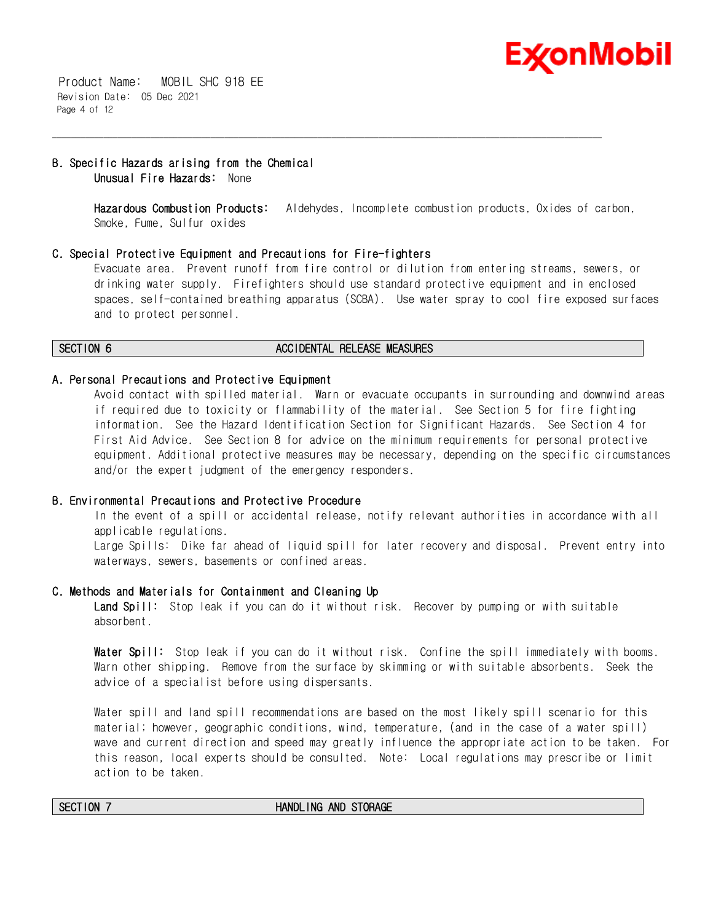### B. Specific Hazards arising from the Chemical

**Unusual Fire Hazards:** None

**Hazardous Combustion Products:** Aldehydes, Incomplete combustion products, Oxides of carbon, Smoke, Fume, Sulfur oxides

### C. Special Protective Equipment and Precautions for Fire-fighters

Evacuate area. Prevent runoff from fire control or dilution from entering streams, sewers, or drinking water supply. Firefighters should use standard protective equipment and in enclosed spaces, self-contained breathing apparatus (SCBA). Use water spray to cool fire exposed surfaces and to protect personnel.

## SECTION 6 ACCIDENTAL RELEASE MEASURES

### A. Personal Precautions and Protective Equipment

Avoid contact with spilled material. Warn or evacuate occupants in surrounding and downwind areas if required due to toxicity or flammability of the material. See Section 5 for fire fighting information. See the Hazard Identification Section for Significant Hazards. See Section 4 for First Aid Advice. See Section 8 for advice on the minimum requirements for personal protective equipment. Additional protective measures may be necessary, depending on the specific circumstances and/or the expert judgment of the emergency responders.

### B. Environmental Precautions and Protective Procedure

In the event of a spill or accidental release, notify relevant authorities in accordance with all applicable regulations.

Large Spills: Dike far ahead of liquid spill for later recovery and disposal. Prevent entry into waterways, sewers, basements or confined areas.

### C. Methods and Materials for Containment and Cleaning Up

**Land Spill:** Stop leak if you can do it without risk. Recover by pumping or with suitable absorbent.

**Water Spill:** Stop leak if you can do it without risk. Confine the spill immediately with booms. Warn other shipping. Remove from the surface by skimming or with suitable absorbents. Seek the advice of a specialist before using dispersants.

Water spill and land spill recommendations are based on the most likely spill scenario for this material; however, geographic conditions, wind, temperature, (and in the case of a water spill) wave and current direction and speed may greatly influence the appropriate action to be taken. For this reason, local experts should be consulted. Note: Local regulations may prescribe or limit action to be taken.

## SECTION 7 HANDLING AND STORAGE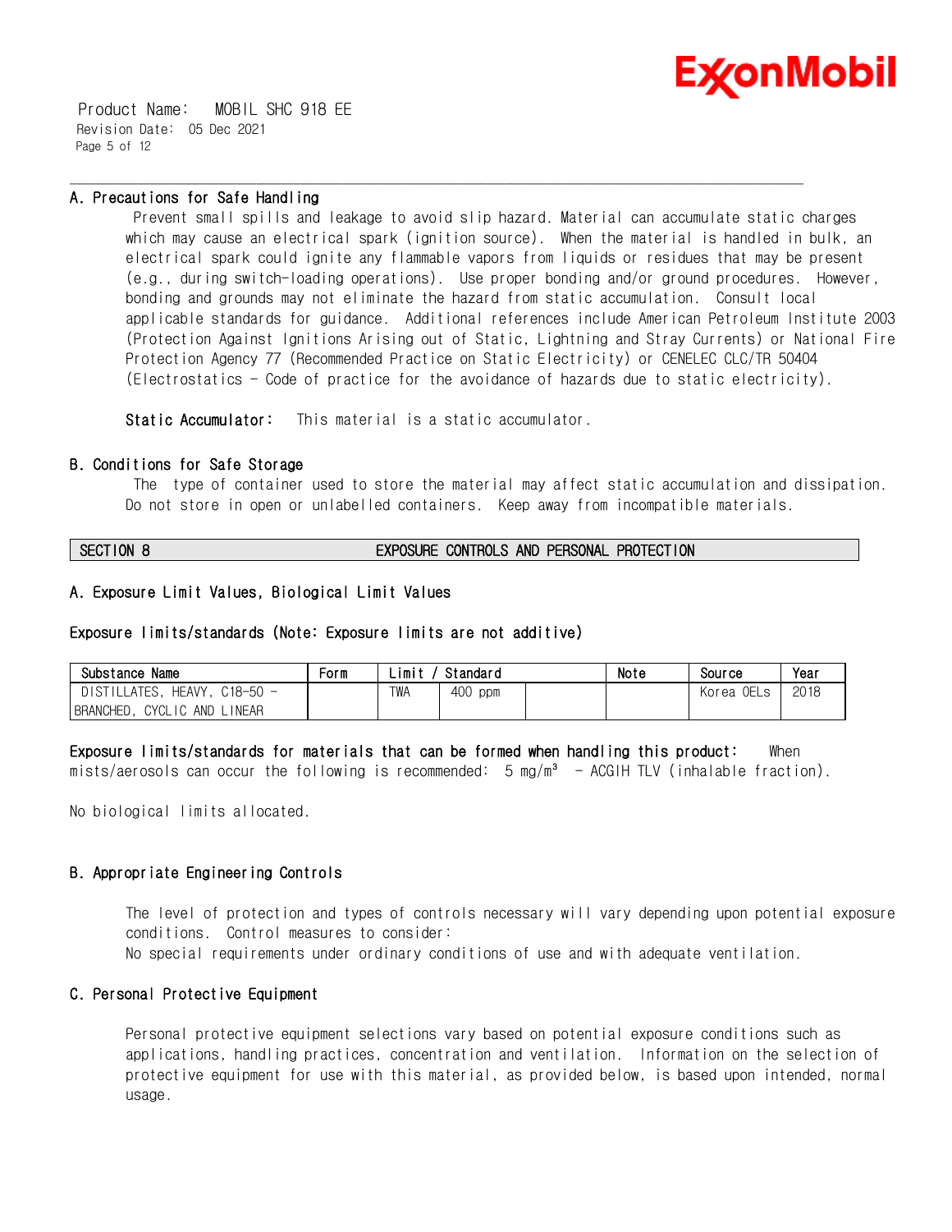### A. Precautions for Safe Handling

Prevent small spills and leakage to avoid slip hazard. Material can accumulate static charges which may cause an electrical spark (ignition source). When the material is handled in bulk, an electrical spark could ignite any flammable vapors from liquids or residues that may be present (e.g., during switch-loading operations). Use proper bonding and/or ground procedures. However, bonding and grounds may not eliminate the hazard from static accumulation. Consult local applicable standards for guidance. Additional references include American Petroleum Institute 2003 (Protection Against Ignitions Arising out of Static, Lightning and Stray Currents) or National Fire Protection Agency 77 (Recommended Practice on Static Electricity) or CENELEC CLC/TR 50404 (Electrostatics - Code of practice for the avoidance of hazards due to static electricity).

**Static Accumulator:** This material is a static accumulator.

### B. Conditions for Safe Storage

The type of container used to store the material may affect static accumulation and dissipation. Do not store in open or unlabelled containers. Keep away from incompatible materials.

## SECTION 8 EXPOSURE CONTROLS AND PERSONAL PROTECTION

### A. Exposure Limit Values, Biological Limit Values

**Exposure limits/standards (Note: Exposure limits are not additive)**

| Substance Name | Form | Limit / Standard | | | Note | Source | Year |
|---|---|---|---|---|---|---|---|
| DISTILLATES, HEAVY, C18-50 - BRANCHED, CYCLIC AND LINEAR | | TWA | 400 ppm | | | Korea OELs | 2018 |

**Exposure limits/standards for materials that can be formed when handling this product:** When mists/aerosols can occur the following is recommended: 5 mg/m³ - ACGIH TLV (inhalable fraction).

No biological limits allocated.

### B. Appropriate Engineering Controls

The level of protection and types of controls necessary will vary depending upon potential exposure conditions. Control measures to consider:
No special requirements under ordinary conditions of use and with adequate ventilation.

### C. Personal Protective Equipment

Personal protective equipment selections vary based on potential exposure conditions such as applications, handling practices, concentration and ventilation. Information on the selection of protective equipment for use with this material, as provided below, is based upon intended, normal usage.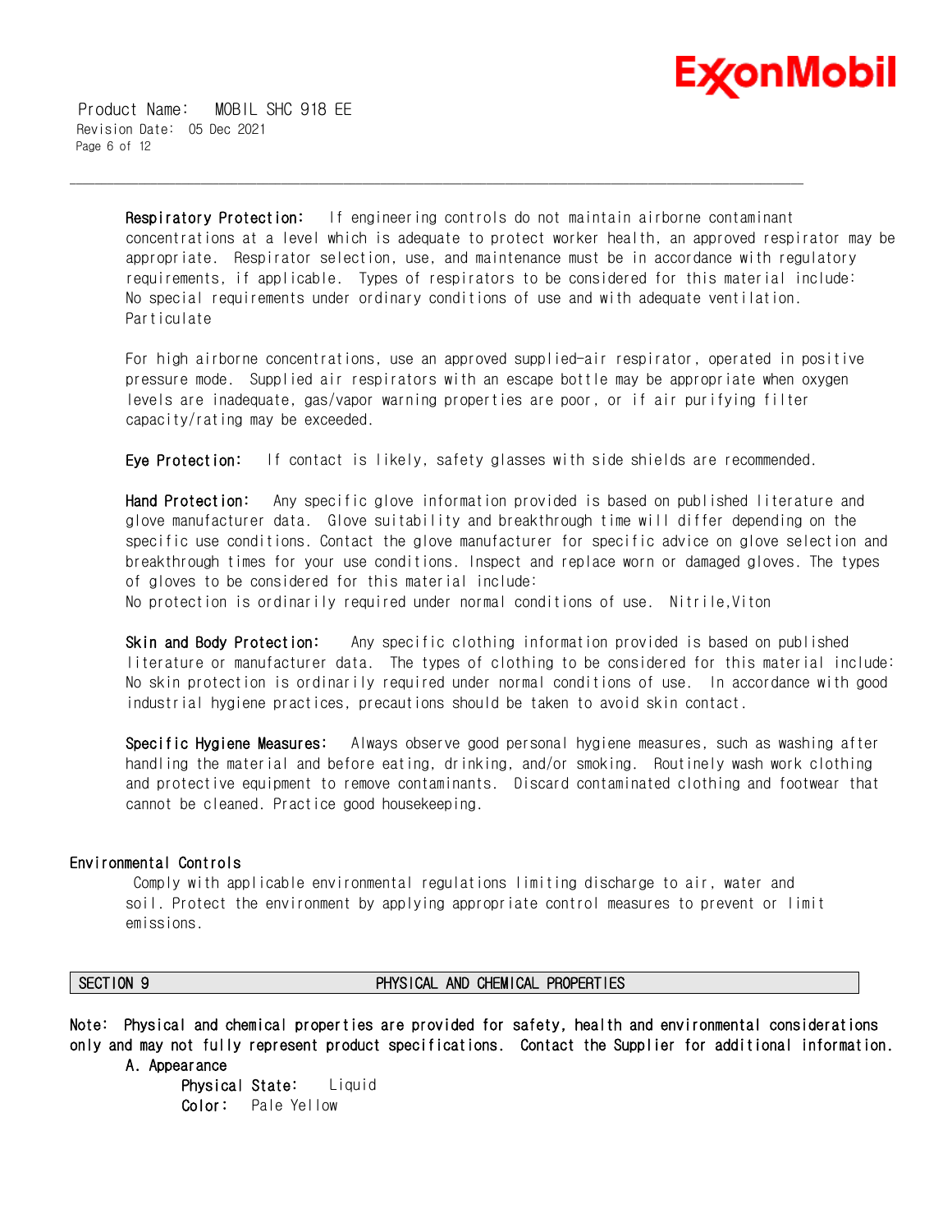**Respiratory Protection:** If engineering controls do not maintain airborne contaminant concentrations at a level which is adequate to protect worker health, an approved respirator may be appropriate. Respirator selection, use, and maintenance must be in accordance with regulatory requirements, if applicable. Types of respirators to be considered for this material include:
No special requirements under ordinary conditions of use and with adequate ventilation.
Particulate

For high airborne concentrations, use an approved supplied-air respirator, operated in positive pressure mode. Supplied air respirators with an escape bottle may be appropriate when oxygen levels are inadequate, gas/vapor warning properties are poor, or if air purifying filter capacity/rating may be exceeded.

**Eye Protection:** If contact is likely, safety glasses with side shields are recommended.

**Hand Protection:** Any specific glove information provided is based on published literature and glove manufacturer data. Glove suitability and breakthrough time will differ depending on the specific use conditions. Contact the glove manufacturer for specific advice on glove selection and breakthrough times for your use conditions. Inspect and replace worn or damaged gloves. The types of gloves to be considered for this material include:
No protection is ordinarily required under normal conditions of use. Nitrile,Viton

**Skin and Body Protection:** Any specific clothing information provided is based on published literature or manufacturer data. The types of clothing to be considered for this material include:
No skin protection is ordinarily required under normal conditions of use. In accordance with good industrial hygiene practices, precautions should be taken to avoid skin contact.

**Specific Hygiene Measures:** Always observe good personal hygiene measures, such as washing after handling the material and before eating, drinking, and/or smoking. Routinely wash work clothing and protective equipment to remove contaminants. Discard contaminated clothing and footwear that cannot be cleaned. Practice good housekeeping.

### Environmental Controls

Comply with applicable environmental regulations limiting discharge to air, water and soil. Protect the environment by applying appropriate control measures to prevent or limit emissions.

## SECTION 9 PHYSICAL AND CHEMICAL PROPERTIES

**Note: Physical and chemical properties are provided for safety, health and environmental considerations only and may not fully represent product specifications. Contact the Supplier for additional information.**

A. Appearance

**Physical State:** Liquid
**Color:** Pale Yellow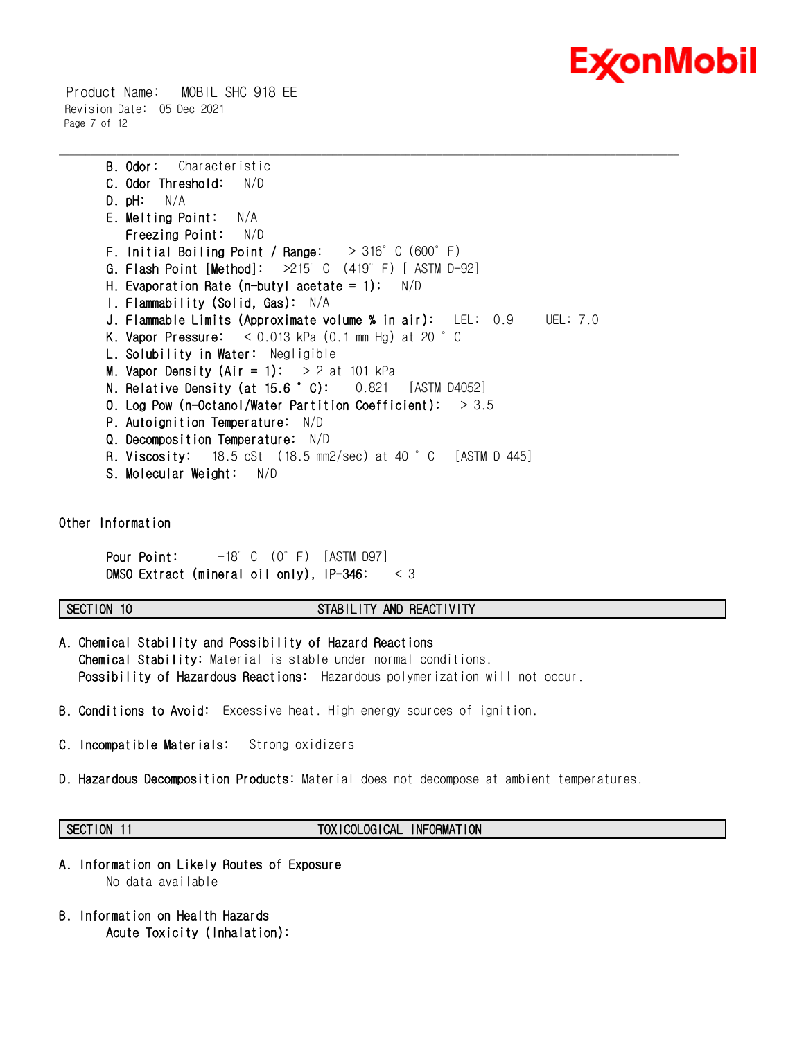B. **Odor:** Characteristic
C. **Odor Threshold:** N/D
D. **pH:** N/A
E. **Melting Point:** N/A
   **Freezing Point:** N/D
F. **Initial Boiling Point / Range:** > 316°C (600°F)
G. **Flash Point [Method]:** >215°C (419°F) [ ASTM D-92]
H. **Evaporation Rate (n-butyl acetate = 1):** N/D
I. **Flammability (Solid, Gas):** N/A
J. **Flammable Limits (Approximate volume % in air):** LEL: 0.9 UEL: 7.0
K. **Vapor Pressure:** < 0.013 kPa (0.1 mm Hg) at 20 °C
L. **Solubility in Water:** Negligible
M. **Vapor Density (Air = 1):** > 2 at 101 kPa
N. **Relative Density (at 15.6 °C):** 0.821 [ASTM D4052]
O. **Log Pow (n-Octanol/Water Partition Coefficient):** > 3.5
P. **Autoignition Temperature:** N/D
Q. **Decomposition Temperature:** N/D
R. **Viscosity:** 18.5 cSt (18.5 mm2/sec) at 40 °C [ASTM D 445]
S. **Molecular Weight:** N/D

**Other Information**

**Pour Point:** -18°C (0°F) [ASTM D97]
**DMSO Extract (mineral oil only), IP-346:** < 3

## SECTION 10 STABILITY AND REACTIVITY

**A. Chemical Stability and Possibility of Hazard Reactions**
**Chemical Stability:** Material is stable under normal conditions.
**Possibility of Hazardous Reactions:** Hazardous polymerization will not occur.

**B. Conditions to Avoid:** Excessive heat. High energy sources of ignition.

**C. Incompatible Materials:** Strong oxidizers

**D. Hazardous Decomposition Products:** Material does not decompose at ambient temperatures.

## SECTION 11 TOXICOLOGICAL INFORMATION

**A. Information on Likely Routes of Exposure**
No data available

**B. Information on Health Hazards**
**Acute Toxicity (Inhalation):**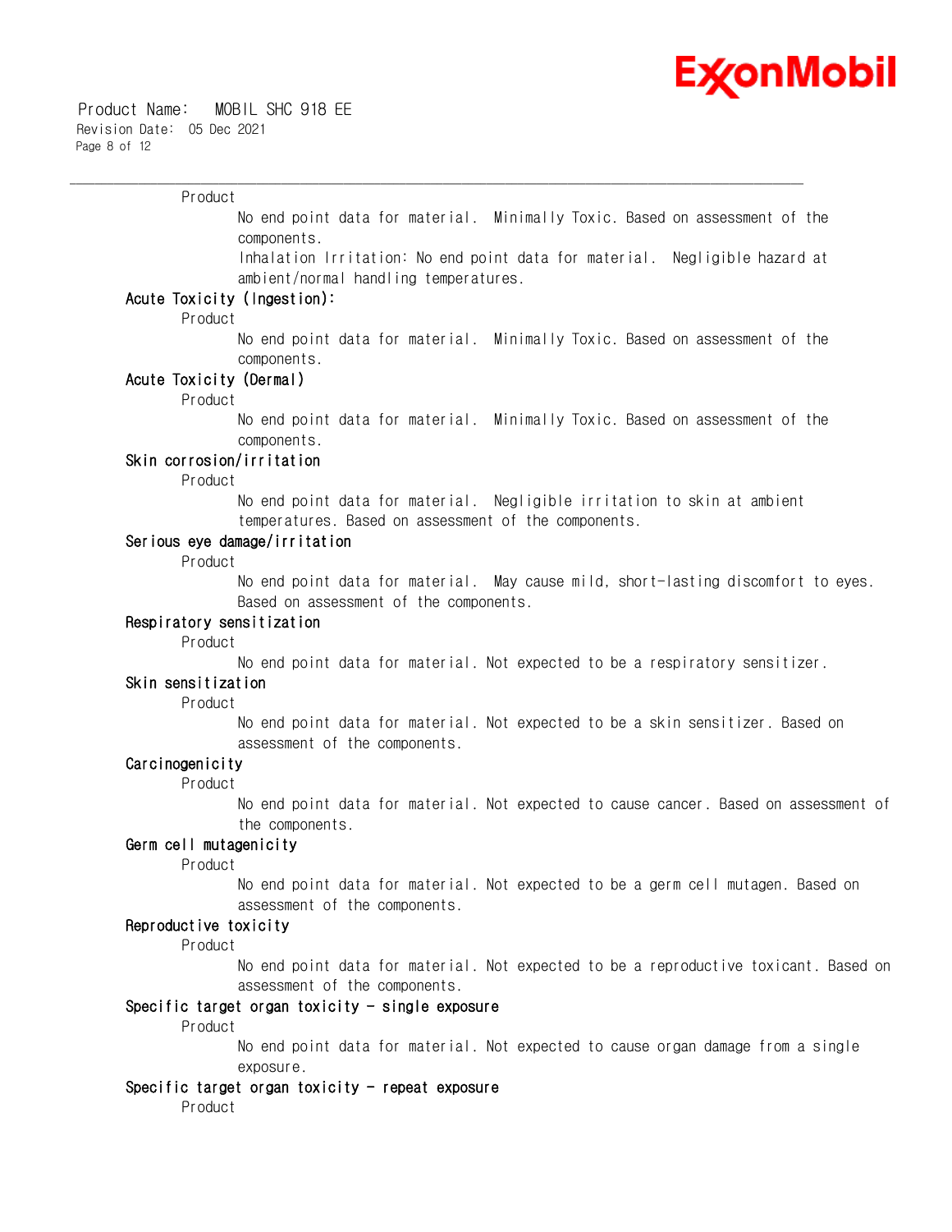Product

No end point data for material. Minimally Toxic. Based on assessment of the components.

Inhalation Irritation: No end point data for material. Negligible hazard at ambient/normal handling temperatures.

**Acute Toxicity (Ingestion):**

Product

No end point data for material. Minimally Toxic. Based on assessment of the components.

**Acute Toxicity (Dermal)**

Product

No end point data for material. Minimally Toxic. Based on assessment of the components.

**Skin corrosion/irritation**

Product

No end point data for material. Negligible irritation to skin at ambient temperatures. Based on assessment of the components.

**Serious eye damage/irritation**

Product

No end point data for material. May cause mild, short-lasting discomfort to eyes. Based on assessment of the components.

**Respiratory sensitization**

Product

No end point data for material. Not expected to be a respiratory sensitizer.

**Skin sensitization**

Product

No end point data for material. Not expected to be a skin sensitizer. Based on assessment of the components.

**Carcinogenicity**

Product

No end point data for material. Not expected to cause cancer. Based on assessment of the components.

**Germ cell mutagenicity**

Product

No end point data for material. Not expected to be a germ cell mutagen. Based on assessment of the components.

**Reproductive toxicity**

Product

No end point data for material. Not expected to be a reproductive toxicant. Based on assessment of the components.

**Specific target organ toxicity - single exposure**

Product

No end point data for material. Not expected to cause organ damage from a single exposure.

**Specific target organ toxicity - repeat exposure**

Product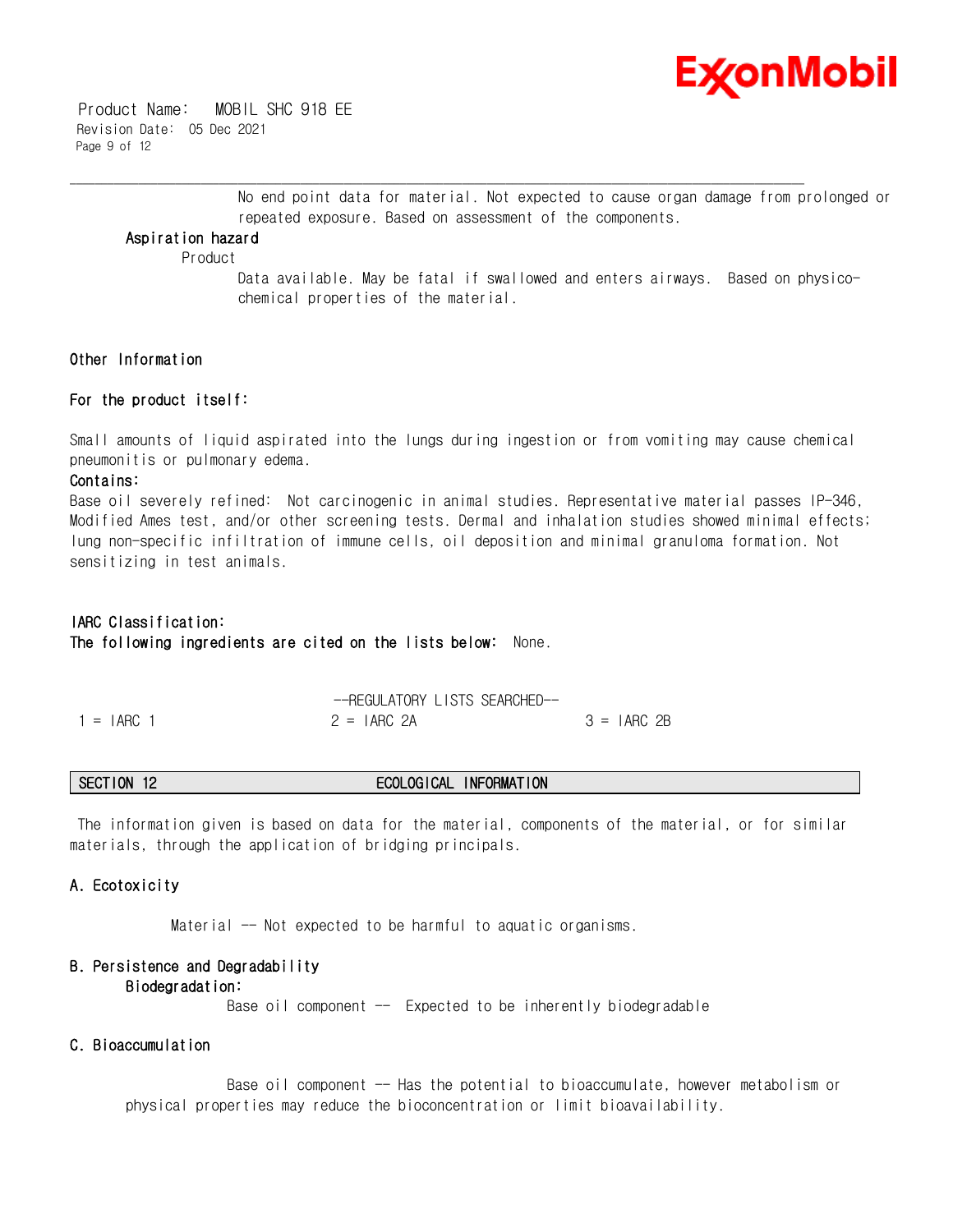No end point data for material. Not expected to cause organ damage from prolonged or repeated exposure. Based on assessment of the components.

**Aspiration hazard**

Product

Data available. May be fatal if swallowed and enters airways. Based on physico-chemical properties of the material.

**Other Information**

**For the product itself:**

Small amounts of liquid aspirated into the lungs during ingestion or from vomiting may cause chemical pneumonitis or pulmonary edema.

**Contains:**

Base oil severely refined: Not carcinogenic in animal studies. Representative material passes IP-346, Modified Ames test, and/or other screening tests. Dermal and inhalation studies showed minimal effects; lung non-specific infiltration of immune cells, oil deposition and minimal granuloma formation. Not sensitizing in test animals.

**IARC Classification:**

**The following ingredients are cited on the lists below:** None.

--REGULATORY LISTS SEARCHED--

| 1 = IARC 1 | 2 = IARC 2A | 3 = IARC 2B |
|---|---|---|

## SECTION 12 ECOLOGICAL INFORMATION

The information given is based on data for the material, components of the material, or for similar materials, through the application of bridging principals.

### A. Ecotoxicity

Material -- Not expected to be harmful to aquatic organisms.

### B. Persistence and Degradability

**Biodegradation:**

Base oil component -- Expected to be inherently biodegradable

### C. Bioaccumulation

Base oil component -- Has the potential to bioaccumulate, however metabolism or physical properties may reduce the bioconcentration or limit bioavailability.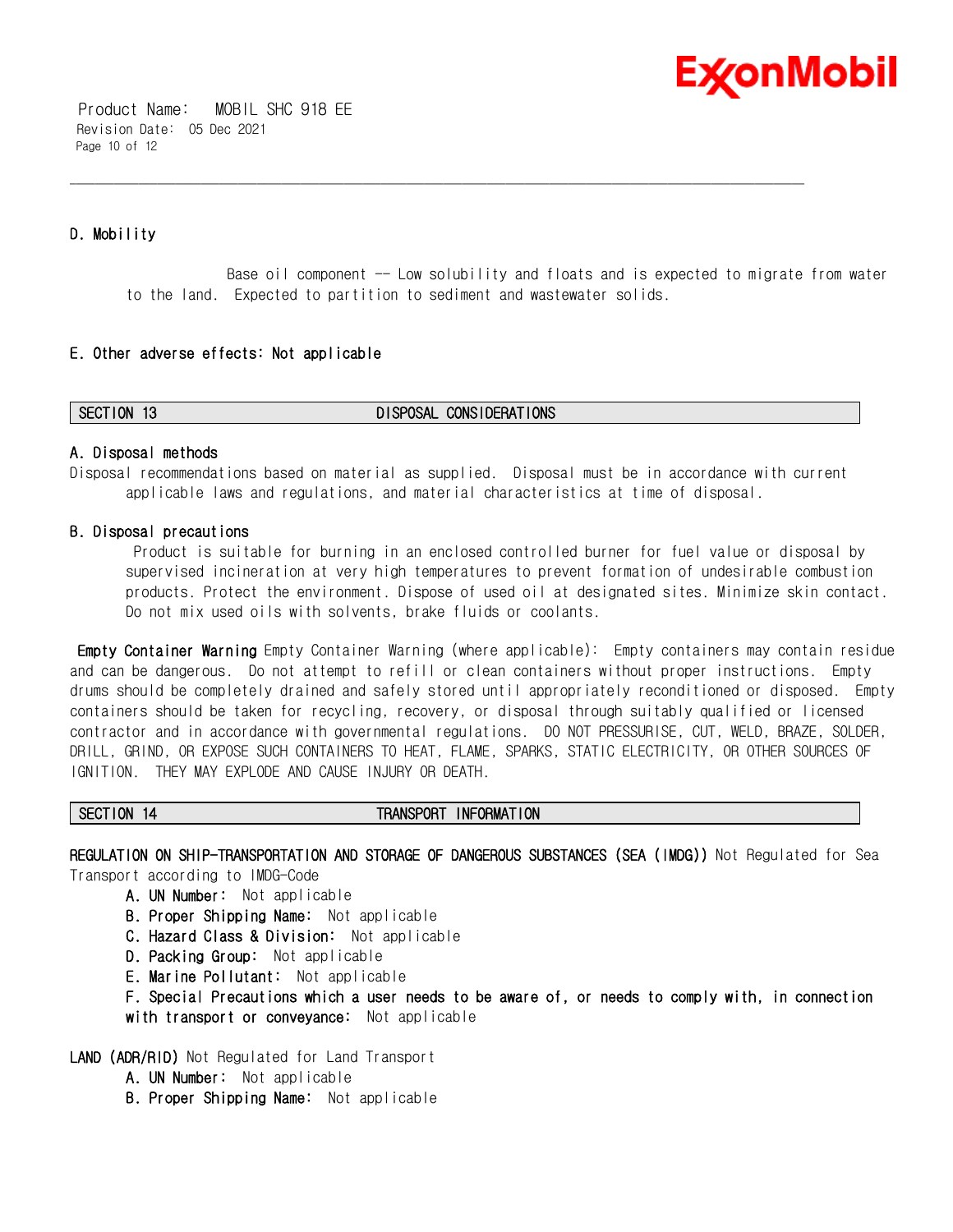### D. Mobility

Base oil component -- Low solubility and floats and is expected to migrate from water to the land. Expected to partition to sediment and wastewater solids.

### E. Other adverse effects: Not applicable

## SECTION 13 DISPOSAL CONSIDERATIONS

### A. Disposal methods

Disposal recommendations based on material as supplied. Disposal must be in accordance with current applicable laws and regulations, and material characteristics at time of disposal.

### B. Disposal precautions

Product is suitable for burning in an enclosed controlled burner for fuel value or disposal by supervised incineration at very high temperatures to prevent formation of undesirable combustion products. Protect the environment. Dispose of used oil at designated sites. Minimize skin contact. Do not mix used oils with solvents, brake fluids or coolants.

**Empty Container Warning** Empty Container Warning (where applicable): Empty containers may contain residue and can be dangerous. Do not attempt to refill or clean containers without proper instructions. Empty drums should be completely drained and safely stored until appropriately reconditioned or disposed. Empty containers should be taken for recycling, recovery, or disposal through suitably qualified or licensed contractor and in accordance with governmental regulations. DO NOT PRESSURISE, CUT, WELD, BRAZE, SOLDER, DRILL, GRIND, OR EXPOSE SUCH CONTAINERS TO HEAT, FLAME, SPARKS, STATIC ELECTRICITY, OR OTHER SOURCES OF IGNITION. THEY MAY EXPLODE AND CAUSE INJURY OR DEATH.

## SECTION 14 TRANSPORT INFORMATION

**REGULATION ON SHIP-TRANSPORTATION AND STORAGE OF DANGEROUS SUBSTANCES (SEA (IMDG))** Not Regulated for Sea Transport according to IMDG-Code

- **A. UN Number:** Not applicable
- **B. Proper Shipping Name:** Not applicable
- **C. Hazard Class & Division:** Not applicable
- **D. Packing Group:** Not applicable
- **E. Marine Pollutant:** Not applicable
- **F. Special Precautions which a user needs to be aware of, or needs to comply with, in connection with transport or conveyance:** Not applicable

**LAND (ADR/RID)** Not Regulated for Land Transport

- **A. UN Number:** Not applicable
- **B. Proper Shipping Name:** Not applicable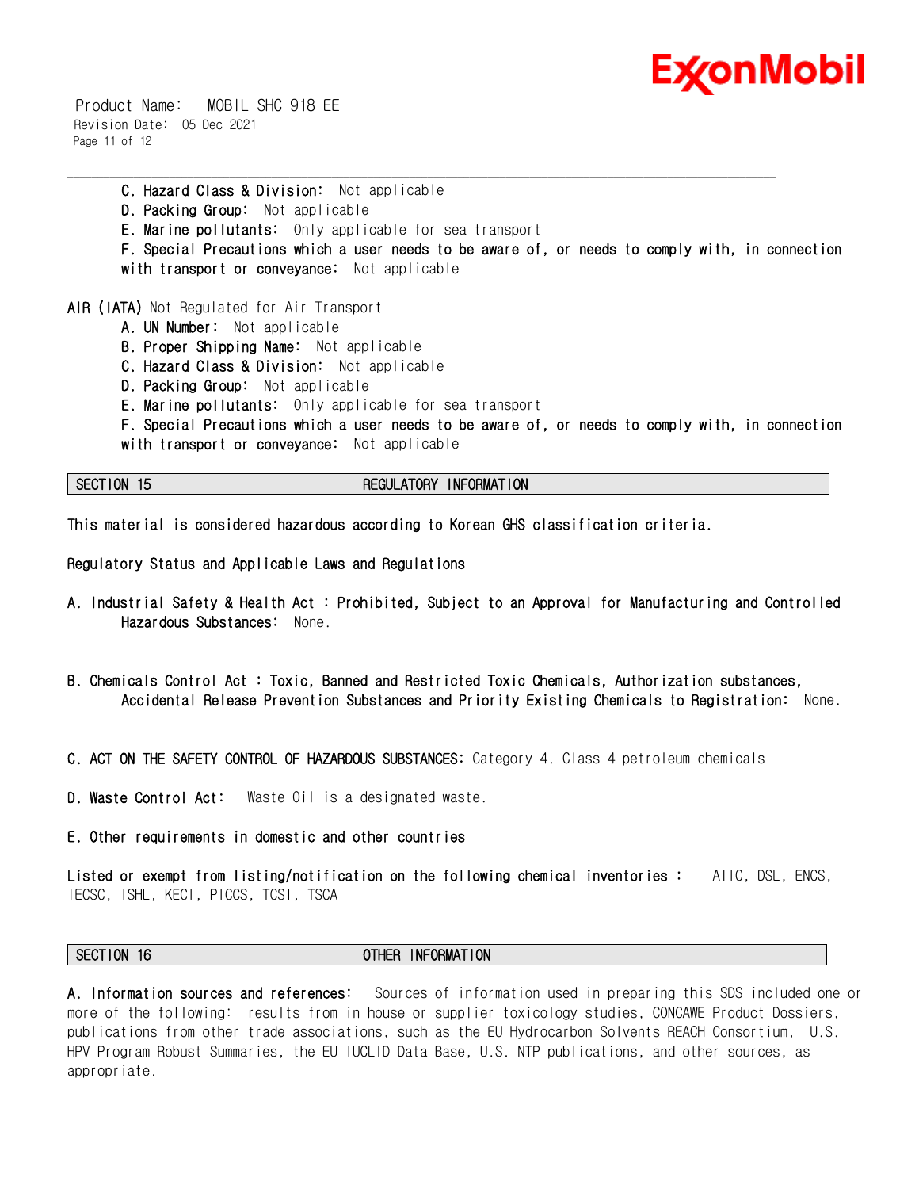C. **Hazard Class & Division:** Not applicable
D. **Packing Group:** Not applicable
E. **Marine pollutants:** Only applicable for sea transport
F. **Special Precautions which a user needs to be aware of, or needs to comply with, in connection with transport or conveyance:** Not applicable

**AIR (IATA)** Not Regulated for Air Transport

A. **UN Number:** Not applicable
B. **Proper Shipping Name:** Not applicable
C. **Hazard Class & Division:** Not applicable
D. **Packing Group:** Not applicable
E. **Marine pollutants:** Only applicable for sea transport
F. **Special Precautions which a user needs to be aware of, or needs to comply with, in connection with transport or conveyance:** Not applicable

## SECTION 15 REGULATORY INFORMATION

**This material is considered hazardous according to Korean GHS classification criteria.**

**Regulatory Status and Applicable Laws and Regulations**

**A. Industrial Safety & Health Act : Prohibited, Subject to an Approval for Manufacturing and Controlled Hazardous Substances:** None.

**B. Chemicals Control Act : Toxic, Banned and Restricted Toxic Chemicals, Authorization substances, Accidental Release Prevention Substances and Priority Existing Chemicals to Registration:** None.

**C. ACT ON THE SAFETY CONTROL OF HAZARDOUS SUBSTANCES:** Category 4. Class 4 petroleum chemicals

**D. Waste Control Act:** Waste Oil is a designated waste.

**E. Other requirements in domestic and other countries**

**Listed or exempt from listing/notification on the following chemical inventories :** AIIC, DSL, ENCS, IECSC, ISHL, KECI, PICCS, TCSI, TSCA

## SECTION 16 OTHER INFORMATION

**A. Information sources and references:** Sources of information used in preparing this SDS included one or more of the following: results from in house or supplier toxicology studies, CONCAWE Product Dossiers, publications from other trade associations, such as the EU Hydrocarbon Solvents REACH Consortium, U.S. HPV Program Robust Summaries, the EU IUCLID Data Base, U.S. NTP publications, and other sources, as appropriate.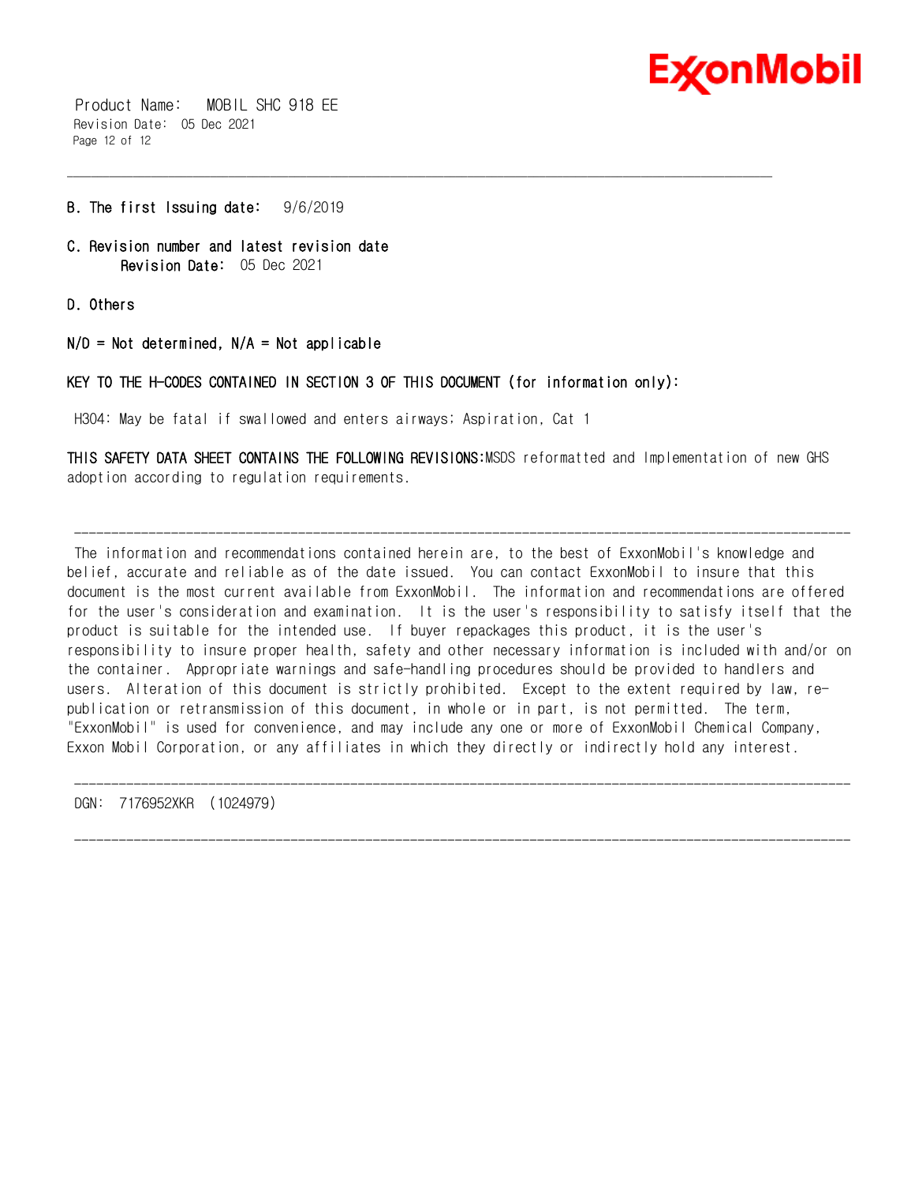**B. The first Issuing date:** 9/6/2019

**C. Revision number and latest revision date**
**Revision Date:** 05 Dec 2021

**D. Others**

**N/D = Not determined, N/A = Not applicable**

**KEY TO THE H-CODES CONTAINED IN SECTION 3 OF THIS DOCUMENT (for information only):**

H304: May be fatal if swallowed and enters airways; Aspiration, Cat 1

**THIS SAFETY DATA SHEET CONTAINS THE FOLLOWING REVISIONS:** MSDS reformatted and Implementation of new GHS adoption according to regulation requirements.

---

The information and recommendations contained herein are, to the best of ExxonMobil's knowledge and belief, accurate and reliable as of the date issued. You can contact ExxonMobil to insure that this document is the most current available from ExxonMobil. The information and recommendations are offered for the user's consideration and examination. It is the user's responsibility to satisfy itself that the product is suitable for the intended use. If buyer repackages this product, it is the user's responsibility to insure proper health, safety and other necessary information is included with and/or on the container. Appropriate warnings and safe-handling procedures should be provided to handlers and users. Alteration of this document is strictly prohibited. Except to the extent required by law, re-publication or retransmission of this document, in whole or in part, is not permitted. The term, "ExxonMobil" is used for convenience, and may include any one or more of ExxonMobil Chemical Company, Exxon Mobil Corporation, or any affiliates in which they directly or indirectly hold any interest.

---

DGN: 7176952XKR (1024979)

---